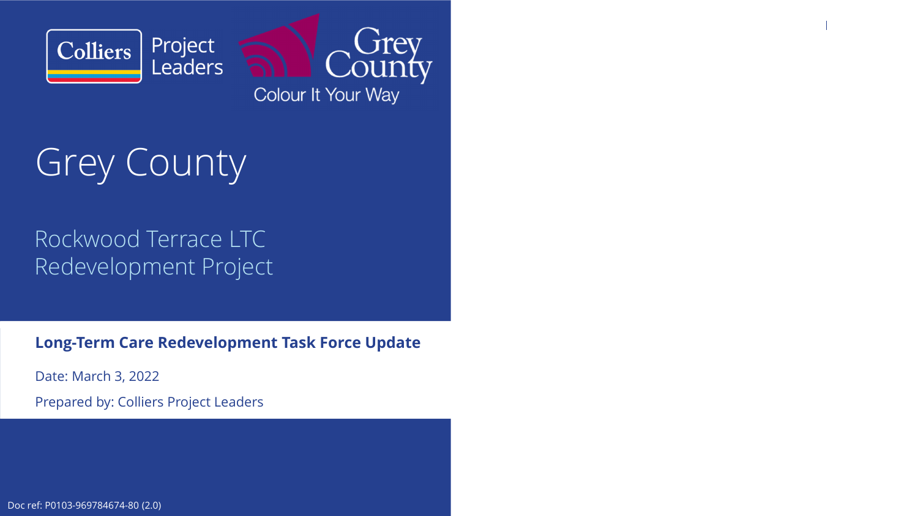Colliers Project Leaders

Grey County — Colour It Your Way

# Grey County

## Rockwood Terrace LTC Redevelopment Project

**Long-Term Care Redevelopment Task Force Update**

Date: March 3, 2022

Prepared by: Colliers Project Leaders

Doc ref: P0103-969784674-80 (2.0)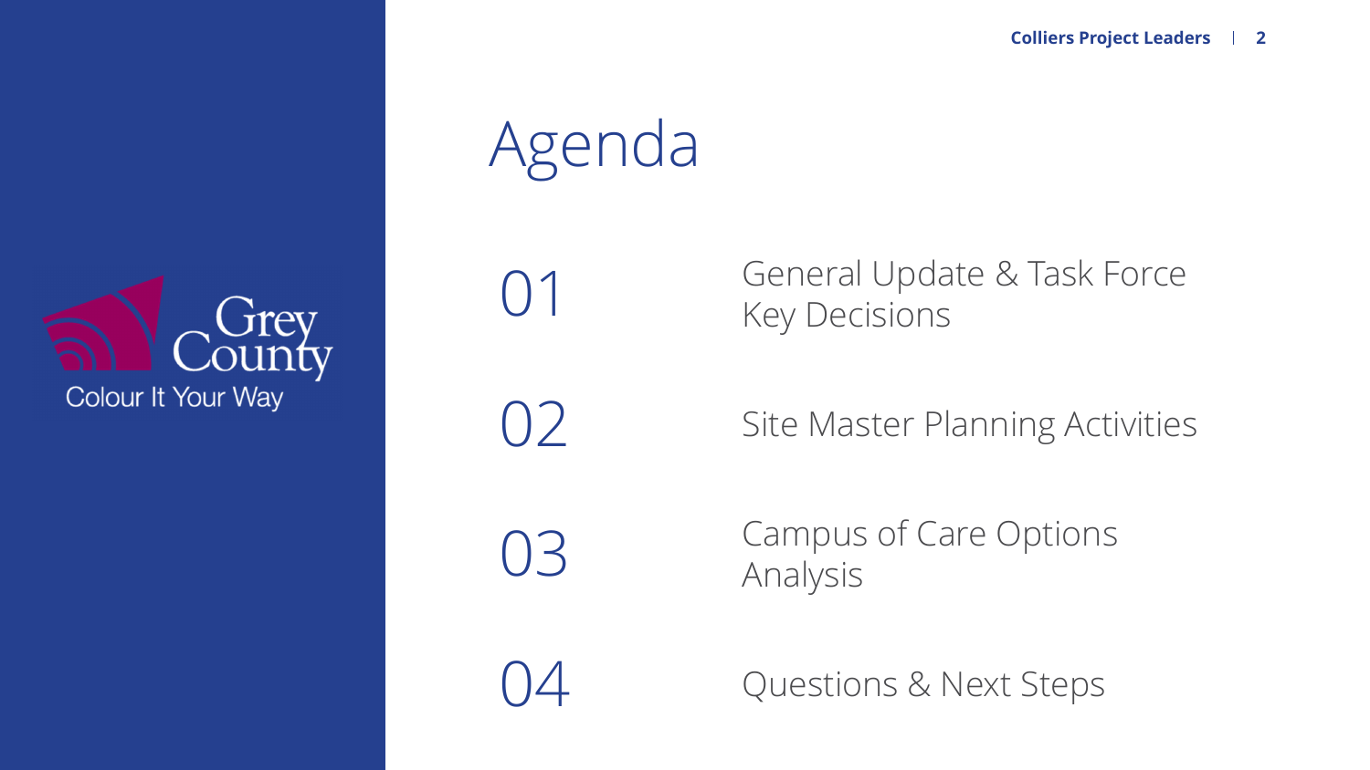Grey County
Colour It Your Way

# Agenda

01 General Update & Task Force Key Decisions

02 Site Master Planning Activities

03 Campus of Care Options Analysis

04 Questions & Next Steps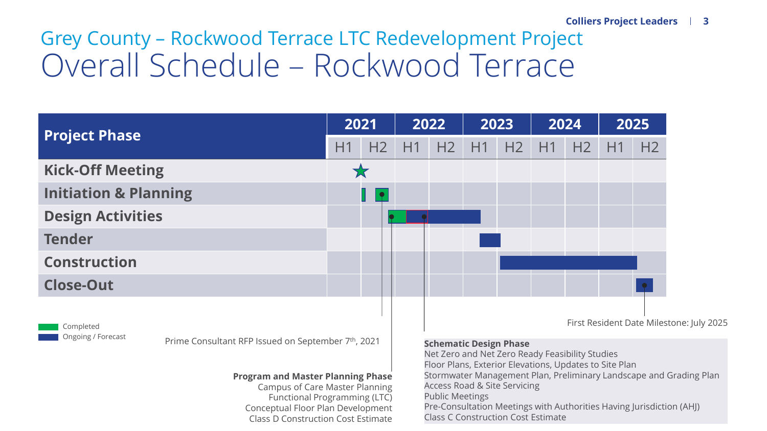# Grey County – Rockwood Terrace LTC Redevelopment Project

## Overall Schedule – Rockwood Terrace

| Project Phase | 2021 | | 2022 | | 2023 | | 2024 | | 2025 | |
|---|---|---|---|---|---|---|---|---|---|---|
| | H1 | H2 | H1 | H2 | H1 | H2 | H1 | H2 | H1 | H2 |
| Kick-Off Meeting | | | | | | | | | | |
| Initiation & Planning | | | | | | | | | | |
| Design Activities | | | | | | | | | | |
| Tender | | | | | | | | | | |
| Construction | | | | | | | | | | |
| Close-Out | | | | | | | | | | |

Completed

Ongoing / Forecast

Prime Consultant RFP Issued on September 7th, 2021

**Program and Master Planning Phase**
Campus of Care Master Planning
Functional Programming (LTC)
Conceptual Floor Plan Development
Class D Construction Cost Estimate

**Schematic Design Phase**
Net Zero and Net Zero Ready Feasibility Studies
Floor Plans, Exterior Elevations, Updates to Site Plan
Stormwater Management Plan, Preliminary Landscape and Grading Plan
Access Road & Site Servicing
Public Meetings
Pre-Consultation Meetings with Authorities Having Jurisdiction (AHJ)
Class C Construction Cost Estimate

First Resident Date Milestone: July 2025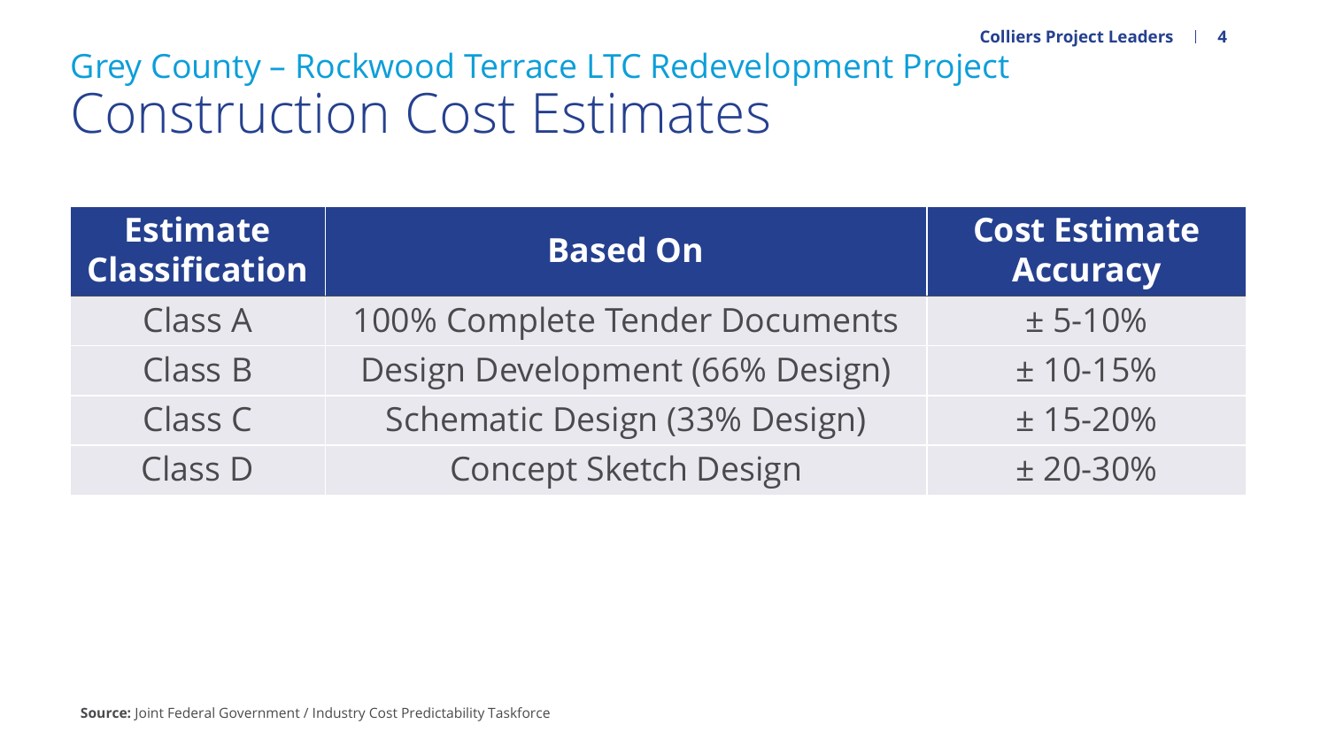## Grey County – Rockwood Terrace LTC Redevelopment Project

# Construction Cost Estimates

| Estimate Classification | Based On | Cost Estimate Accuracy |
|---|---|---|
| Class A | 100% Complete Tender Documents | ± 5-10% |
| Class B | Design Development (66% Design) | ± 10-15% |
| Class C | Schematic Design (33% Design) | ± 15-20% |
| Class D | Concept Sketch Design | ± 20-30% |

**Source:** Joint Federal Government / Industry Cost Predictability Taskforce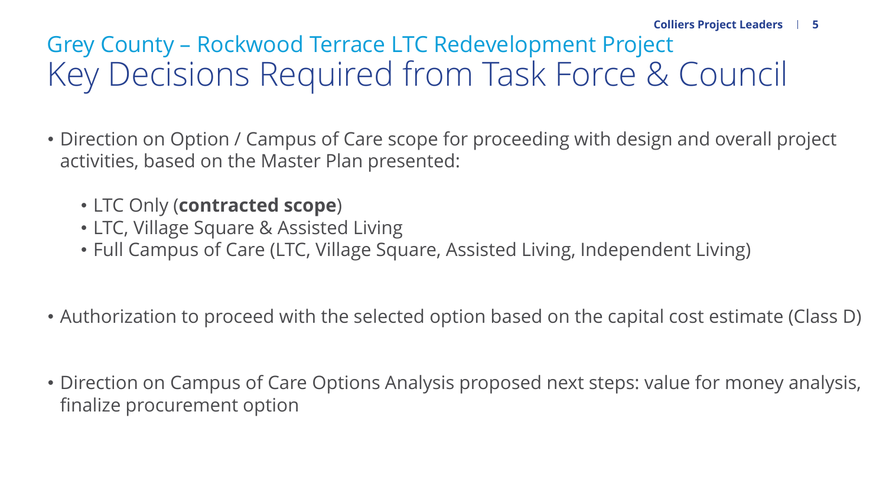## Grey County – Rockwood Terrace LTC Redevelopment Project

# Key Decisions Required from Task Force & Council

- Direction on Option / Campus of Care scope for proceeding with design and overall project activities, based on the Master Plan presented:
    - LTC Only (**contracted scope**)
    - LTC, Village Square & Assisted Living
    - Full Campus of Care (LTC, Village Square, Assisted Living, Independent Living)
- Authorization to proceed with the selected option based on the capital cost estimate (Class D)
- Direction on Campus of Care Options Analysis proposed next steps: value for money analysis, finalize procurement option